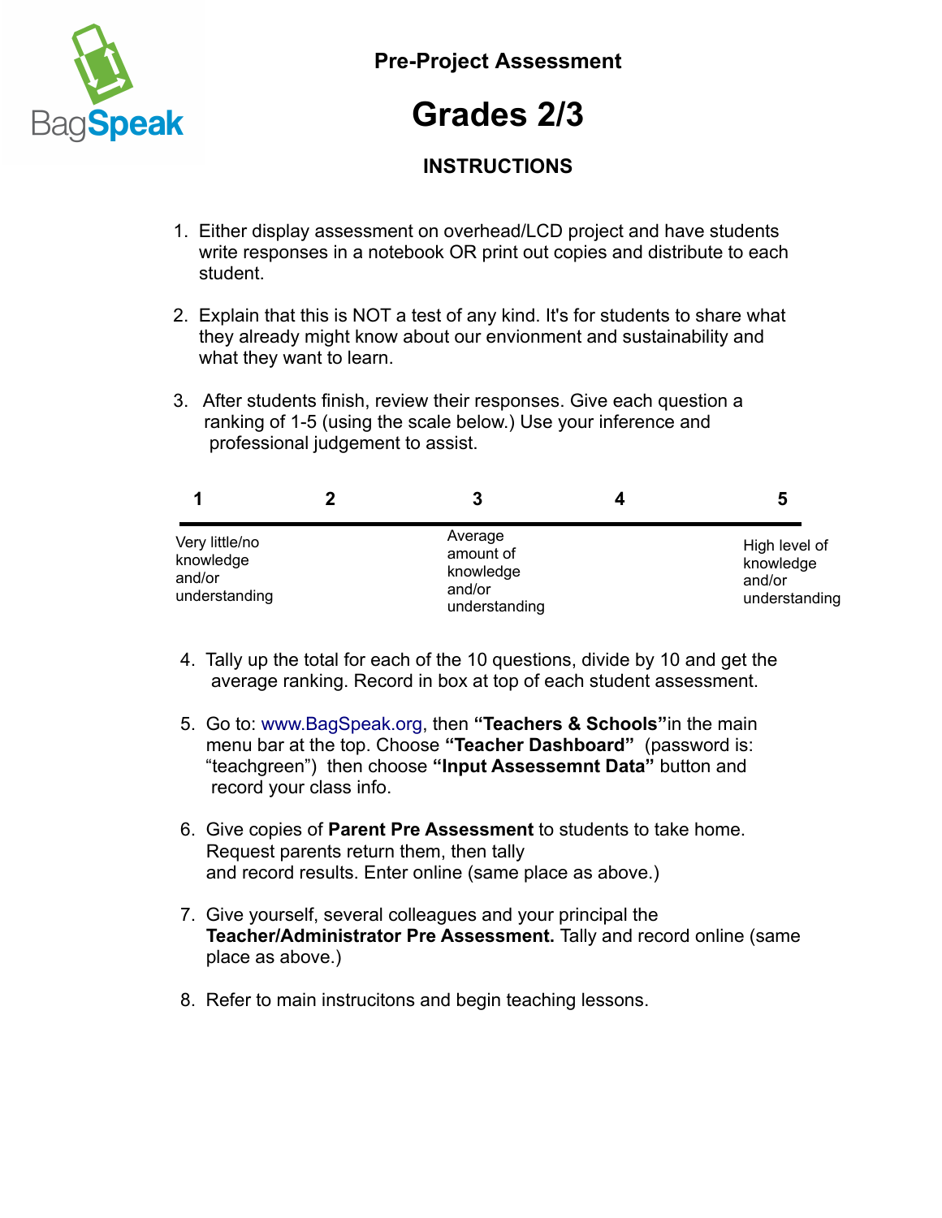BagSpeak

# Pre-Project Assessment

# Grades 2/3

## INSTRUCTIONS

1. Either display assessment on overhead/LCD project and have students write responses in a notebook OR print out copies and distribute to each student.

2. Explain that this is NOT a test of any kind. It's for students to share what they already might know about our envionment and sustainability and what they want to learn.

3. After students finish, review their responses. Give each question a ranking of 1-5 (using the scale below.) Use your inference and professional judgement to assist.

| 1 | 2 | 3 | 4 | 5 |
|---|---|---|---|---|
| Very little/no knowledge and/or understanding | | Average amount of knowledge and/or understanding | | High level of knowledge and/or understanding |

4. Tally up the total for each of the 10 questions, divide by 10 and get the average ranking. Record in box at top of each student assessment.

5. Go to: www.BagSpeak.org, then **"Teachers & Schools"**in the main menu bar at the top. Choose **"Teacher Dashboard"** (password is: "teachgreen") then choose **"Input Assessemnt Data"** button and record your class info.

6. Give copies of **Parent Pre Assessment** to students to take home. Request parents return them, then tally and record results. Enter online (same place as above.)

7. Give yourself, several colleagues and your principal the **Teacher/Administrator Pre Assessment.** Tally and record online (same place as above.)

8. Refer to main instrucitons and begin teaching lessons.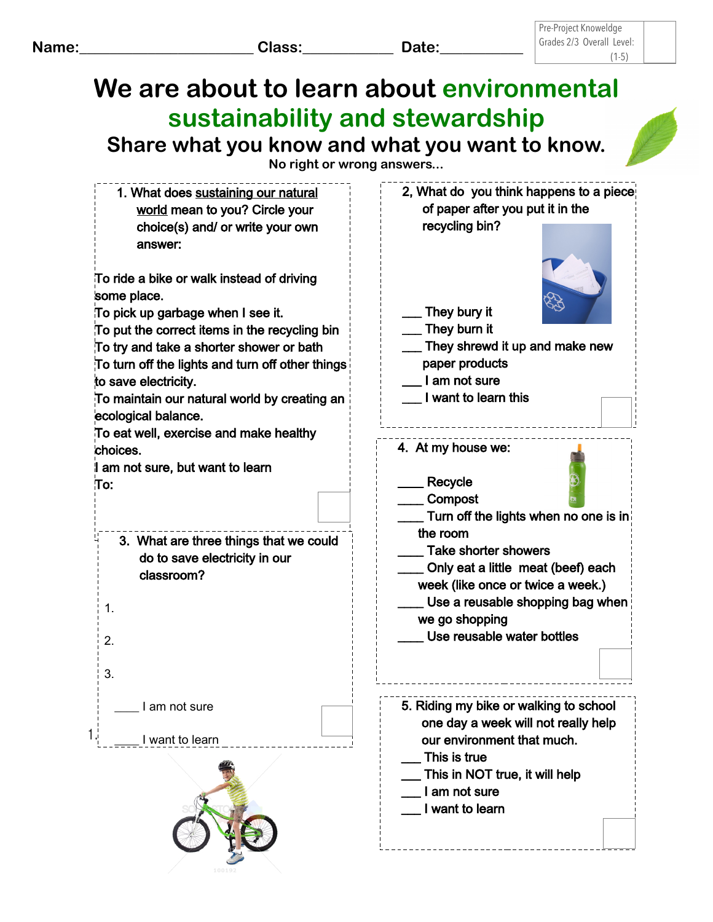Name:______________________ Class:___________ Date:__________

Pre-Project Knowledge Grades 2/3 Overall Level: (1-5)

# We are about to learn about environmental sustainability and stewardship

## Share what you know and what you want to know.

No right or wrong answers...

1. What does sustaining our natural world mean to you? Circle your choice(s) and/ or write your own answer:

To ride a bike or walk instead of driving some place.
To pick up garbage when I see it.
To put the correct items in the recycling bin
To try and take a shorter shower or bath
To turn off the lights and turn off other things to save electricity.
To maintain our natural world by creating an ecological balance.
To eat well, exercise and make healthy choices.
I am not sure, but want to learn
To:

2, What do you think happens to a piece of paper after you put it in the recycling bin?

___ They bury it
___ They burn it
___ They shrewd it up and make new paper products
___ I am not sure
___ I want to learn this

3. What are three things that we could do to save electricity in our classroom?

1.

2.

3.

____ I am not sure

____ I want to learn

4. At my house we:

____ Recycle
____ Compost
____ Turn off the lights when no one is in the room
____ Take shorter showers
____ Only eat a little meat (beef) each week (like once or twice a week.)
____ Use a reusable shopping bag when we go shopping
____ Use reusable water bottles

5. Riding my bike or walking to school one day a week will not really help our environment that much.

___ This is true
___ This in NOT true, it will help
___ I am not sure
___ I want to learn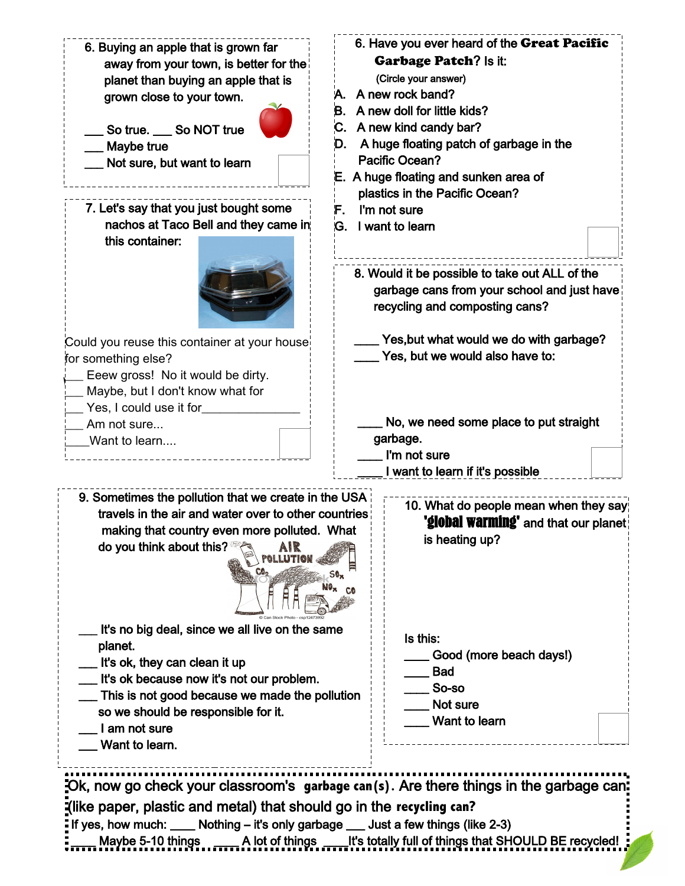6. Buying an apple that is grown far away from your town, is better for the planet than buying an apple that is grown close to your town.

___ So true. ___ So NOT true
___ Maybe true
___ Not sure, but want to learn

7. Let's say that you just bought some nachos at Taco Bell and they came in this container:

Could you reuse this container at your house for something else?

___ Eeew gross! No it would be dirty.
___ Maybe, but I don't know what for
___ Yes, I could use it for_______________
___ Am not sure...
____Want to learn....

6. Have you ever heard of the **Great Pacific Garbage Patch**? Is it:

(Circle your answer)

A. A new rock band?
B. A new doll for little kids?
C. A new kind candy bar?
D. A huge floating patch of garbage in the Pacific Ocean?
E. A huge floating and sunken area of plastics in the Pacific Ocean?
F. I'm not sure
G. I want to learn

8. Would it be possible to take out ALL of the garbage cans from your school and just have recycling and composting cans?

____ Yes,but what would we do with garbage?
____ Yes, but we would also have to:

____ No, we need some place to put straight garbage.
____ I'm not sure
____ I want to learn if it's possible

9. Sometimes the pollution that we create in the USA travels in the air and water over to other countries making that country even more polluted. What do you think about this?

___ It's no big deal, since we all live on the same planet.
___ It's ok, they can clean it up
___ It's ok because now it's not our problem.
___ This is not good because we made the pollution so we should be responsible for it.
___ I am not sure
___ Want to learn.

10. What do people mean when they say **'global warming'** and that our planet is heating up?

Is this:
____ Good (more beach days!)
____ Bad
____ So-so
____ Not sure
____ Want to learn

Ok, now go check your classroom's **garbage can(s)**. Are there things in the garbage can (like paper, plastic and metal) that should go in the **recycling can?**

If yes, how much: ____ Nothing – it's only garbage ___ Just a few things (like 2-3)
____ Maybe 5-10 things ____ A lot of things ____It's totally full of things that SHOULD BE recycled!